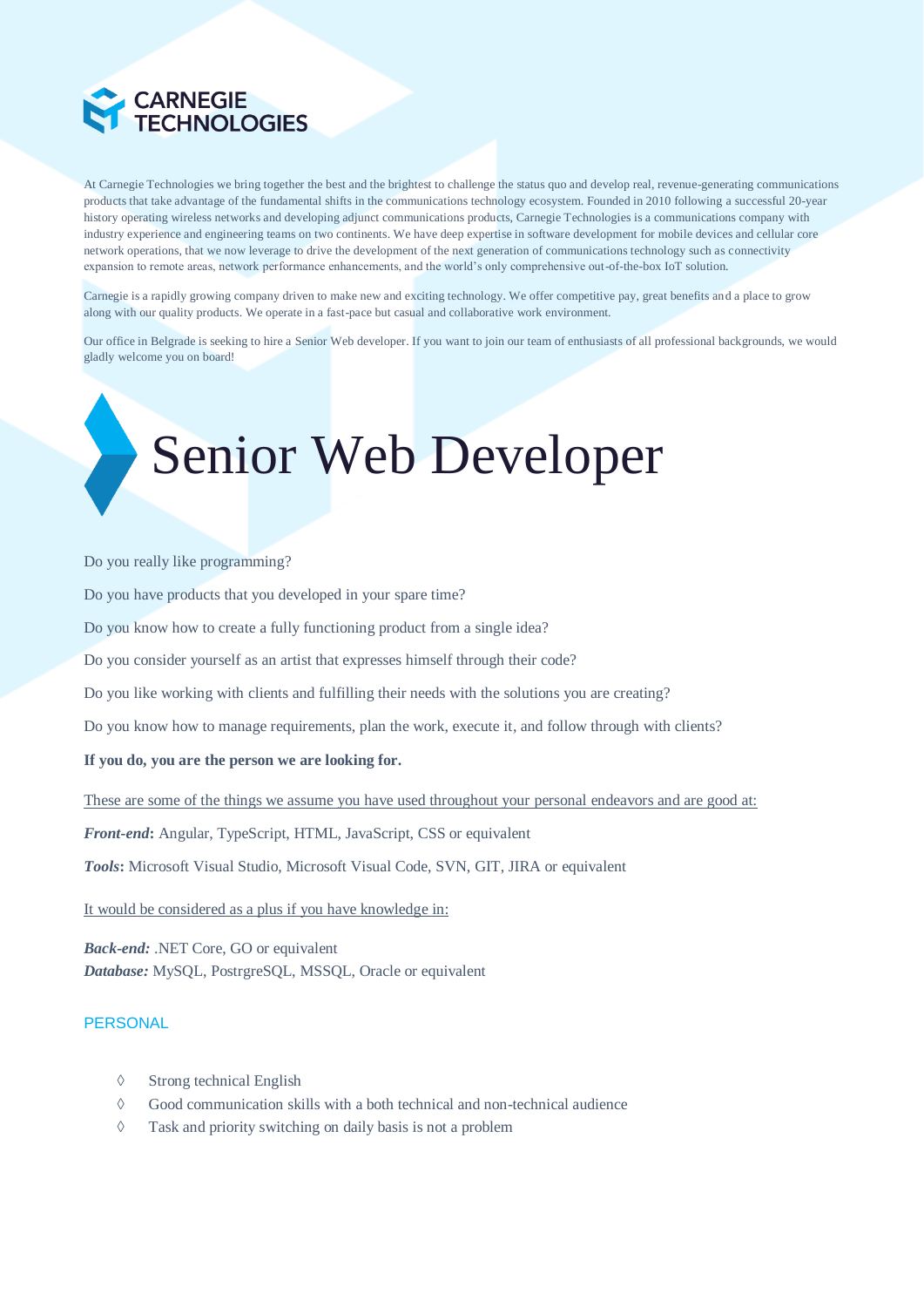CARNEGIE TECHNOLOGIES

At Carnegie Technologies we bring together the best and the brightest to challenge the status quo and develop real, revenue-generating communications products that take advantage of the fundamental shifts in the communications technology ecosystem. Founded in 2010 following a successful 20-year history operating wireless networks and developing adjunct communications products, Carnegie Technologies is a communications company with industry experience and engineering teams on two continents. We have deep expertise in software development for mobile devices and cellular core network operations, that we now leverage to drive the development of the next generation of communications technology such as connectivity expansion to remote areas, network performance enhancements, and the world's only comprehensive out-of-the-box IoT solution.

Carnegie is a rapidly growing company driven to make new and exciting technology. We offer competitive pay, great benefits and a place to grow along with our quality products. We operate in a fast-pace but casual and collaborative work environment.

Our office in Belgrade is seeking to hire a Senior Web developer. If you want to join our team of enthusiasts of all professional backgrounds, we would gladly welcome you on board!

# Senior Web Developer

Do you really like programming?

Do you have products that you developed in your spare time?

Do you know how to create a fully functioning product from a single idea?

Do you consider yourself as an artist that expresses himself through their code?

Do you like working with clients and fulfilling their needs with the solutions you are creating?

Do you know how to manage requirements, plan the work, execute it, and follow through with clients?

**If you do, you are the person we are looking for.**

These are some of the things we assume you have used throughout your personal endeavors and are good at:

***Front-end*:** Angular, TypeScript, HTML, JavaScript, CSS or equivalent

***Tools*:** Microsoft Visual Studio, Microsoft Visual Code, SVN, GIT, JIRA or equivalent

It would be considered as a plus if you have knowledge in:

***Back-end:*** .NET Core, GO or equivalent
***Database:*** MySQL, PostrgreSQL, MSSQL, Oracle or equivalent

## PERSONAL

- Strong technical English
- Good communication skills with a both technical and non-technical audience
- Task and priority switching on daily basis is not a problem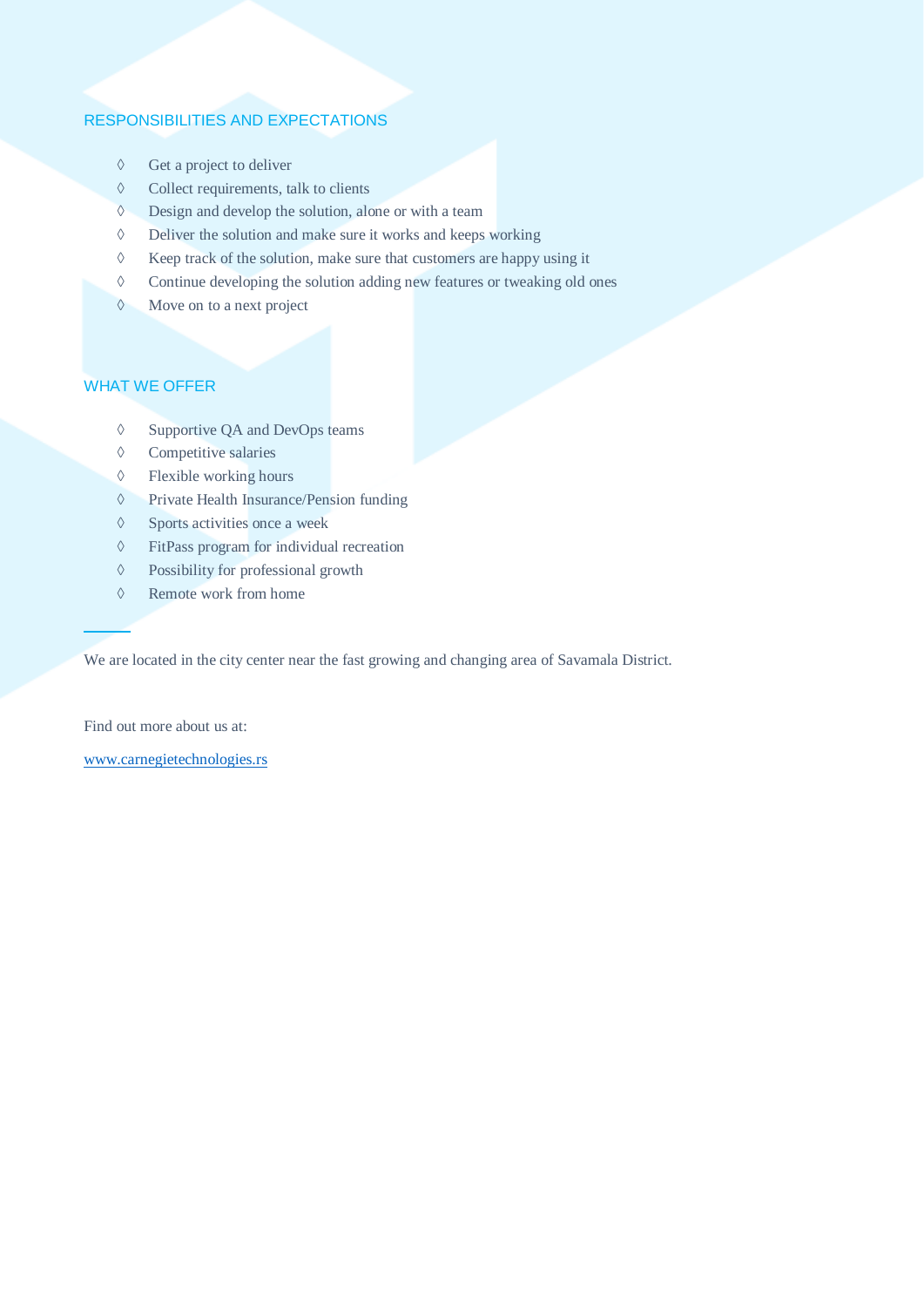## RESPONSIBILITIES AND EXPECTATIONS

- Get a project to deliver
- Collect requirements, talk to clients
- Design and develop the solution, alone or with a team
- Deliver the solution and make sure it works and keeps working
- Keep track of the solution, make sure that customers are happy using it
- Continue developing the solution adding new features or tweaking old ones
- Move on to a next project

## WHAT WE OFFER

- Supportive QA and DevOps teams
- Competitive salaries
- Flexible working hours
- Private Health Insurance/Pension funding
- Sports activities once a week
- FitPass program for individual recreation
- Possibility for professional growth
- Remote work from home

---

We are located in the city center near the fast growing and changing area of Savamala District.

Find out more about us at:

[www.carnegietechnologies.rs](http://www.carnegietechnologies.rs)